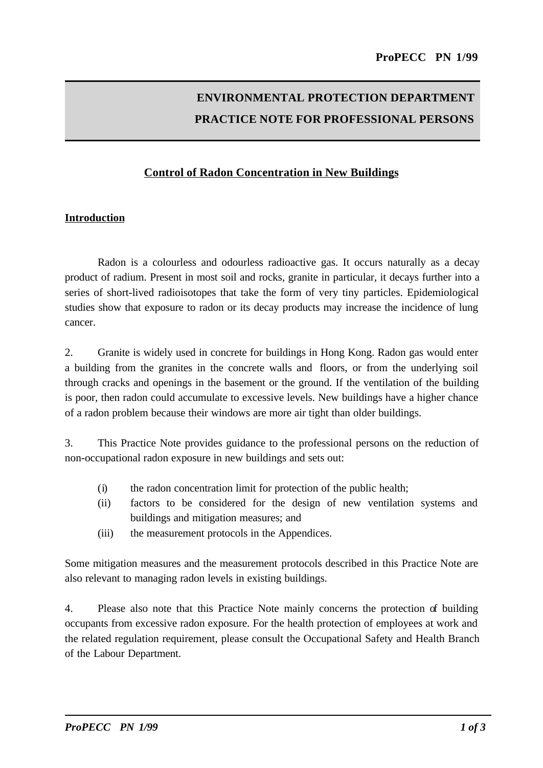**ProPECC PN 1/99**

**ENVIRONMENTAL PROTECTION DEPARTMENT**

**PRACTICE NOTE FOR PROFESSIONAL PERSONS**

# Control of Radon Concentration in New Buildings

## Introduction

Radon is a colourless and odourless radioactive gas. It occurs naturally as a decay product of radium. Present in most soil and rocks, granite in particular, it decays further into a series of short-lived radioisotopes that take the form of very tiny particles. Epidemiological studies show that exposure to radon or its decay products may increase the incidence of lung cancer.

2. Granite is widely used in concrete for buildings in Hong Kong. Radon gas would enter a building from the granites in the concrete walls and floors, or from the underlying soil through cracks and openings in the basement or the ground. If the ventilation of the building is poor, then radon could accumulate to excessive levels. New buildings have a higher chance of a radon problem because their windows are more air tight than older buildings.

3. This Practice Note provides guidance to the professional persons on the reduction of non-occupational radon exposure in new buildings and sets out:

(i) the radon concentration limit for protection of the public health;
(ii) factors to be considered for the design of new ventilation systems and buildings and mitigation measures; and
(iii) the measurement protocols in the Appendices.

Some mitigation measures and the measurement protocols described in this Practice Note are also relevant to managing radon levels in existing buildings.

4. Please also note that this Practice Note mainly concerns the protection of building occupants from excessive radon exposure. For the health protection of employees at work and the related regulation requirement, please consult the Occupational Safety and Health Branch of the Labour Department.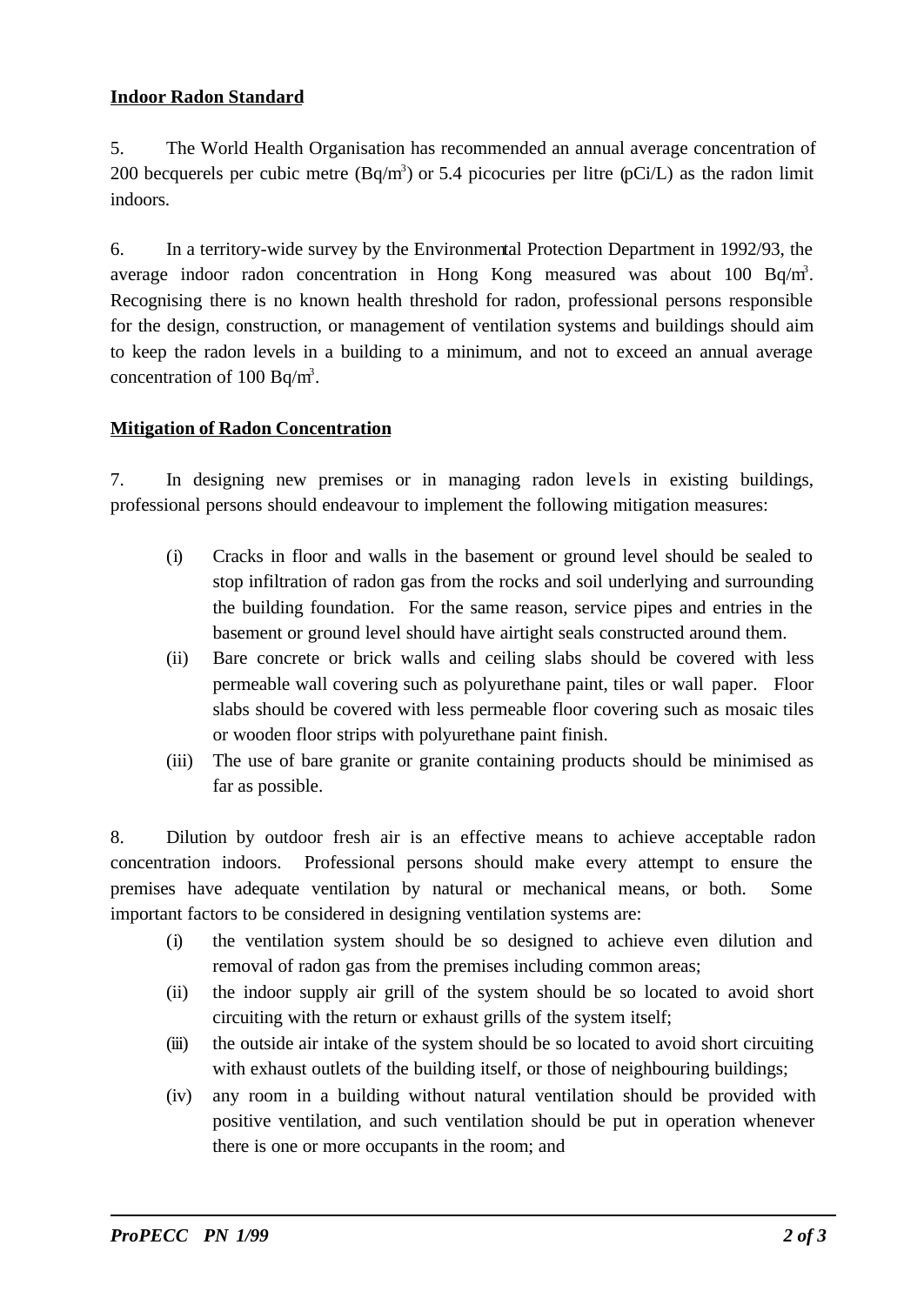**Indoor Radon Standard**

5. The World Health Organisation has recommended an annual average concentration of 200 becquerels per cubic metre ($Bq/m^3$) or 5.4 picocuries per litre (pCi/L) as the radon limit indoors.

6. In a territory-wide survey by the Environmental Protection Department in 1992/93, the average indoor radon concentration in Hong Kong measured was about 100 $Bq/m^3$. Recognising there is no known health threshold for radon, professional persons responsible for the design, construction, or management of ventilation systems and buildings should aim to keep the radon levels in a building to a minimum, and not to exceed an annual average concentration of 100 $Bq/m^3$.

**Mitigation of Radon Concentration**

7. In designing new premises or in managing radon levels in existing buildings, professional persons should endeavour to implement the following mitigation measures:

(i) Cracks in floor and walls in the basement or ground level should be sealed to stop infiltration of radon gas from the rocks and soil underlying and surrounding the building foundation. For the same reason, service pipes and entries in the basement or ground level should have airtight seals constructed around them.

(ii) Bare concrete or brick walls and ceiling slabs should be covered with less permeable wall covering such as polyurethane paint, tiles or wall paper. Floor slabs should be covered with less permeable floor covering such as mosaic tiles or wooden floor strips with polyurethane paint finish.

(iii) The use of bare granite or granite containing products should be minimised as far as possible.

8. Dilution by outdoor fresh air is an effective means to achieve acceptable radon concentration indoors. Professional persons should make every attempt to ensure the premises have adequate ventilation by natural or mechanical means, or both. Some important factors to be considered in designing ventilation systems are:

(i) the ventilation system should be so designed to achieve even dilution and removal of radon gas from the premises including common areas;

(ii) the indoor supply air grill of the system should be so located to avoid short circuiting with the return or exhaust grills of the system itself;

(iii) the outside air intake of the system should be so located to avoid short circuiting with exhaust outlets of the building itself, or those of neighbouring buildings;

(iv) any room in a building without natural ventilation should be provided with positive ventilation, and such ventilation should be put in operation whenever there is one or more occupants in the room; and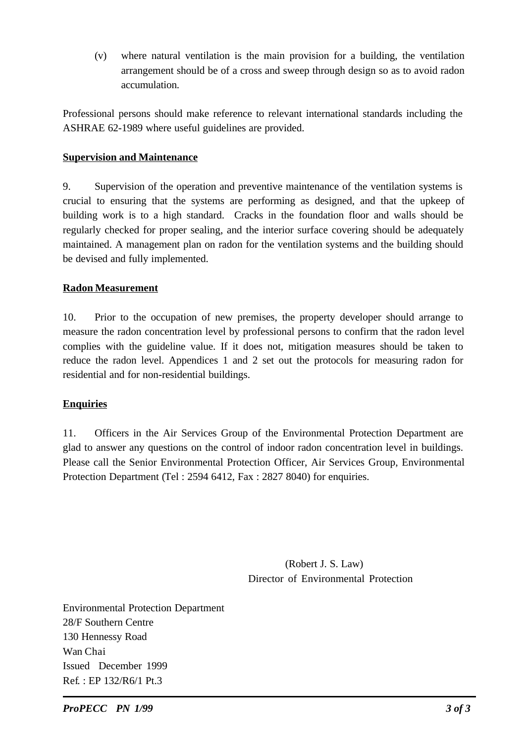(v) where natural ventilation is the main provision for a building, the ventilation arrangement should be of a cross and sweep through design so as to avoid radon accumulation.

Professional persons should make reference to relevant international standards including the ASHRAE 62-1989 where useful guidelines are provided.

**Supervision and Maintenance**

9. Supervision of the operation and preventive maintenance of the ventilation systems is crucial to ensuring that the systems are performing as designed, and that the upkeep of building work is to a high standard. Cracks in the foundation floor and walls should be regularly checked for proper sealing, and the interior surface covering should be adequately maintained. A management plan on radon for the ventilation systems and the building should be devised and fully implemented.

**Radon Measurement**

10. Prior to the occupation of new premises, the property developer should arrange to measure the radon concentration level by professional persons to confirm that the radon level complies with the guideline value. If it does not, mitigation measures should be taken to reduce the radon level. Appendices 1 and 2 set out the protocols for measuring radon for residential and for non-residential buildings.

**Enquiries**

11. Officers in the Air Services Group of the Environmental Protection Department are glad to answer any questions on the control of indoor radon concentration level in buildings. Please call the Senior Environmental Protection Officer, Air Services Group, Environmental Protection Department (Tel : 2594 6412, Fax : 2827 8040) for enquiries.

(Robert J. S. Law)
Director of Environmental Protection

Environmental Protection Department
28/F Southern Centre
130 Hennessy Road
Wan Chai
Issued December 1999
Ref. : EP 132/R6/1 Pt.3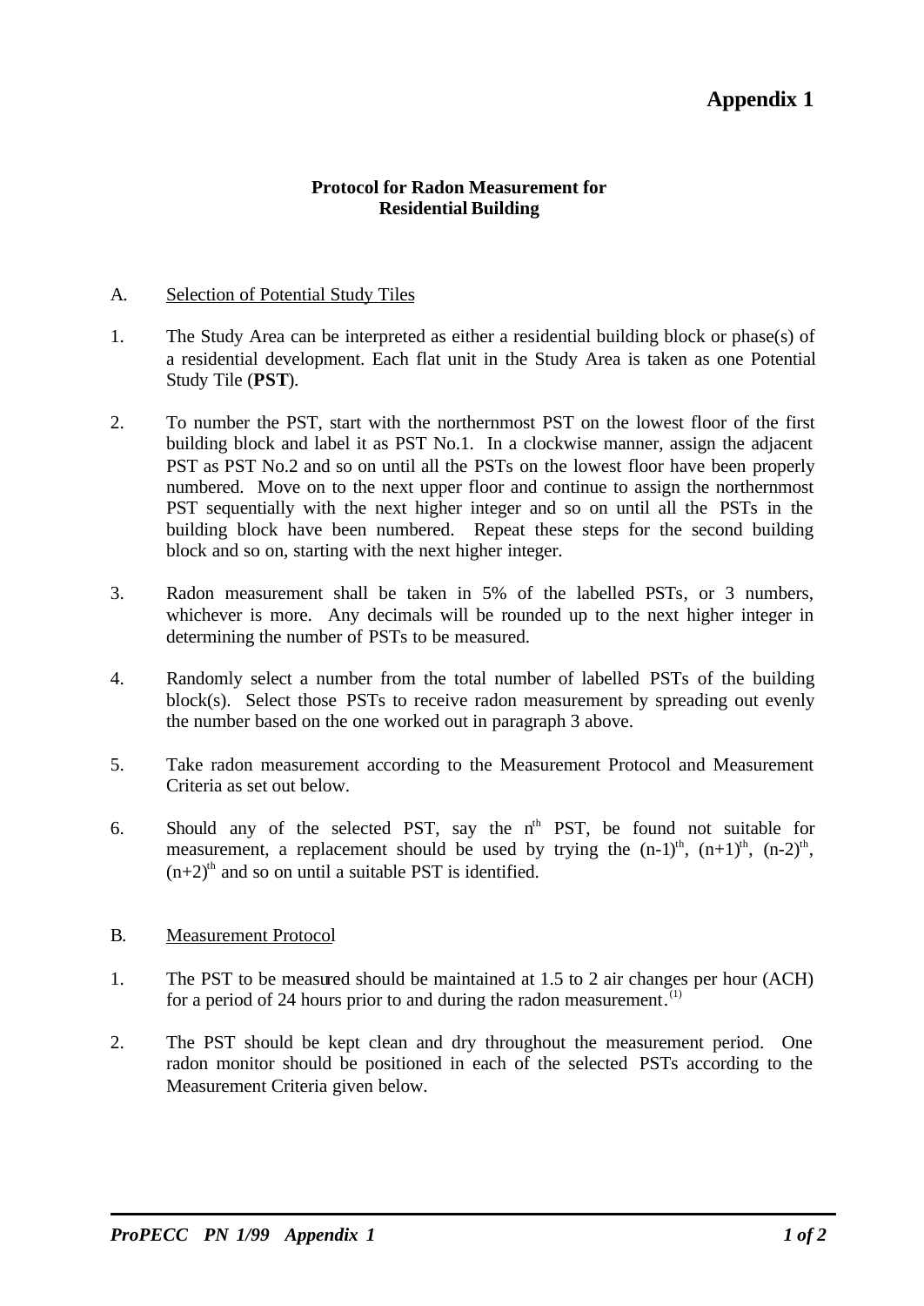# Appendix 1

### Protocol for Radon Measurement for Residential Building

A. <u>Selection of Potential Study Tiles</u>

1. The Study Area can be interpreted as either a residential building block or phase(s) of a residential development. Each flat unit in the Study Area is taken as one Potential Study Tile (**PST**).

2. To number the PST, start with the northernmost PST on the lowest floor of the first building block and label it as PST No.1. In a clockwise manner, assign the adjacent PST as PST No.2 and so on until all the PSTs on the lowest floor have been properly numbered. Move on to the next upper floor and continue to assign the northernmost PST sequentially with the next higher integer and so on until all the PSTs in the building block have been numbered. Repeat these steps for the second building block and so on, starting with the next higher integer.

3. Radon measurement shall be taken in 5% of the labelled PSTs, or 3 numbers, whichever is more. Any decimals will be rounded up to the next higher integer in determining the number of PSTs to be measured.

4. Randomly select a number from the total number of labelled PSTs of the building block(s). Select those PSTs to receive radon measurement by spreading out evenly the number based on the one worked out in paragraph 3 above.

5. Take radon measurement according to the Measurement Protocol and Measurement Criteria as set out below.

6. Should any of the selected PST, say the $n^{th}$ PST, be found not suitable for measurement, a replacement should be used by trying the $(n-1)^{th}$, $(n+1)^{th}$, $(n-2)^{th}$, $(n+2)^{th}$ and so on until a suitable PST is identified.

B. <u>Measurement Protocol</u>

1. The PST to be measured should be maintained at 1.5 to 2 air changes per hour (ACH) for a period of 24 hours prior to and during the radon measurement.[(1)]

2. The PST should be kept clean and dry throughout the measurement period. One radon monitor should be positioned in each of the selected PSTs according to the Measurement Criteria given below.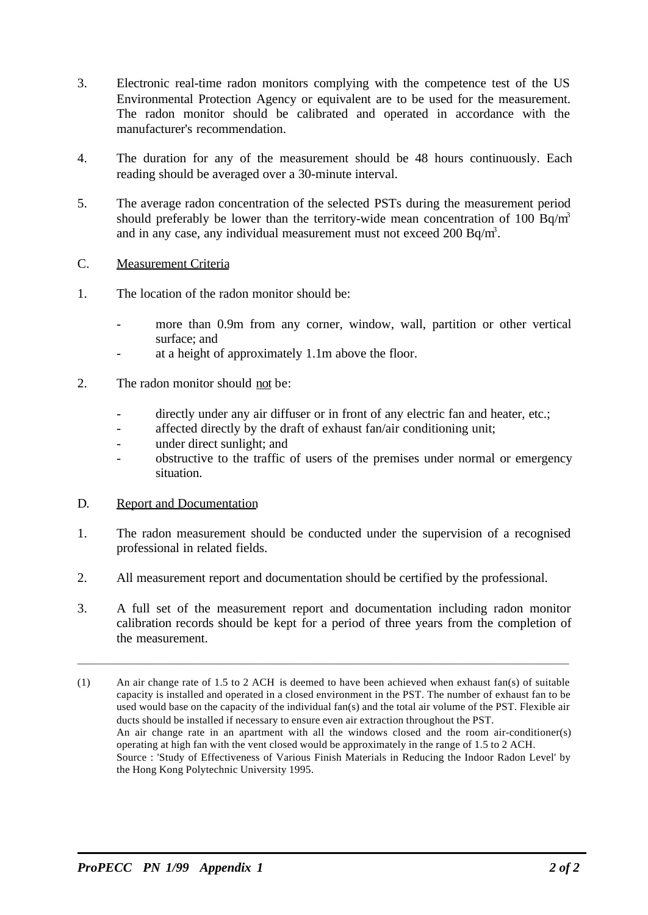3. Electronic real-time radon monitors complying with the competence test of the US Environmental Protection Agency or equivalent are to be used for the measurement. The radon monitor should be calibrated and operated in accordance with the manufacturer's recommendation.

4. The duration for any of the measurement should be 48 hours continuously. Each reading should be averaged over a 30-minute interval.

5. The average radon concentration of the selected PSTs during the measurement period should preferably be lower than the territory-wide mean concentration of 100 $Bq/m^3$ and in any case, any individual measurement must not exceed 200 $Bq/m^3$.

C. <u>Measurement Criteria</u>

1. The location of the radon monitor should be:

   - more than 0.9m from any corner, window, wall, partition or other vertical surface; and
   - at a height of approximately 1.1m above the floor.

2. The radon monitor should <u>not</u> be:

   - directly under any air diffuser or in front of any electric fan and heater, etc.;
   - affected directly by the draft of exhaust fan/air conditioning unit;
   - under direct sunlight; and
   - obstructive to the traffic of users of the premises under normal or emergency situation.

D. <u>Report and Documentation</u>

1. The radon measurement should be conducted under the supervision of a recognised professional in related fields.

2. All measurement report and documentation should be certified by the professional.

3. A full set of the measurement report and documentation including radon monitor calibration records should be kept for a period of three years from the completion of the measurement.

---

(1) An air change rate of 1.5 to 2 ACH is deemed to have been achieved when exhaust fan(s) of suitable capacity is installed and operated in a closed environment in the PST. The number of exhaust fan to be used would base on the capacity of the individual fan(s) and the total air volume of the PST. Flexible air ducts should be installed if necessary to ensure even air extraction throughout the PST.
An air change rate in an apartment with all the windows closed and the room air-conditioner(s) operating at high fan with the vent closed would be approximately in the range of 1.5 to 2 ACH.
Source : 'Study of Effectiveness of Various Finish Materials in Reducing the Indoor Radon Level' by the Hong Kong Polytechnic University 1995.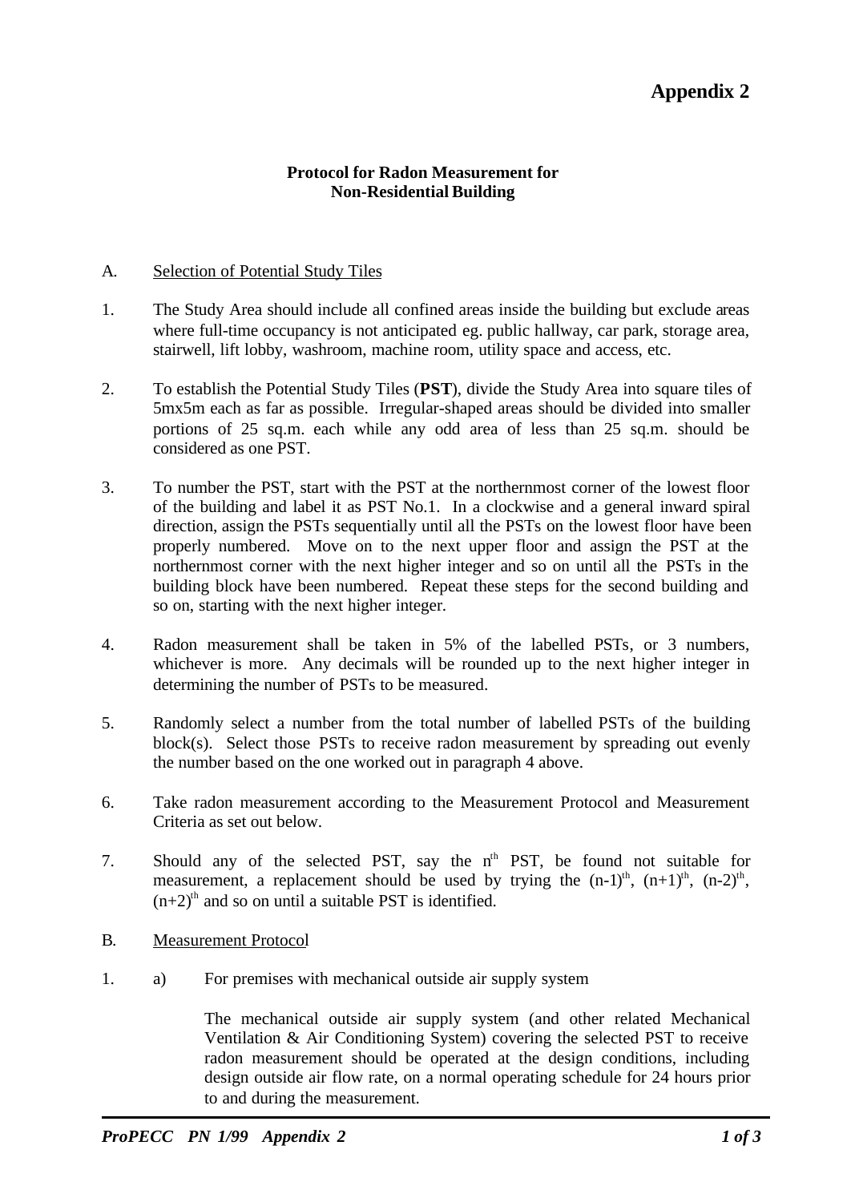# Appendix 2

**Protocol for Radon Measurement for Non-Residential Building**

A. Selection of Potential Study Tiles

1. The Study Area should include all confined areas inside the building but exclude areas where full-time occupancy is not anticipated eg. public hallway, car park, storage area, stairwell, lift lobby, washroom, machine room, utility space and access, etc.

2. To establish the Potential Study Tiles (**PST**), divide the Study Area into square tiles of 5mx5m each as far as possible. Irregular-shaped areas should be divided into smaller portions of 25 sq.m. each while any odd area of less than 25 sq.m. should be considered as one PST.

3. To number the PST, start with the PST at the northernmost corner of the lowest floor of the building and label it as PST No.1. In a clockwise and a general inward spiral direction, assign the PSTs sequentially until all the PSTs on the lowest floor have been properly numbered. Move on to the next upper floor and assign the PST at the northernmost corner with the next higher integer and so on until all the PSTs in the building block have been numbered. Repeat these steps for the second building and so on, starting with the next higher integer.

4. Radon measurement shall be taken in 5% of the labelled PSTs, or 3 numbers, whichever is more. Any decimals will be rounded up to the next higher integer in determining the number of PSTs to be measured.

5. Randomly select a number from the total number of labelled PSTs of the building block(s). Select those PSTs to receive radon measurement by spreading out evenly the number based on the one worked out in paragraph 4 above.

6. Take radon measurement according to the Measurement Protocol and Measurement Criteria as set out below.

7. Should any of the selected PST, say the $n^{th}$ PST, be found not suitable for measurement, a replacement should be used by trying the $(n-1)^{th}$, $(n+1)^{th}$, $(n-2)^{th}$, $(n+2)^{th}$ and so on until a suitable PST is identified.

B. Measurement Protocol

1. a) For premises with mechanical outside air supply system

   The mechanical outside air supply system (and other related Mechanical Ventilation & Air Conditioning System) covering the selected PST to receive radon measurement should be operated at the design conditions, including design outside air flow rate, on a normal operating schedule for 24 hours prior to and during the measurement.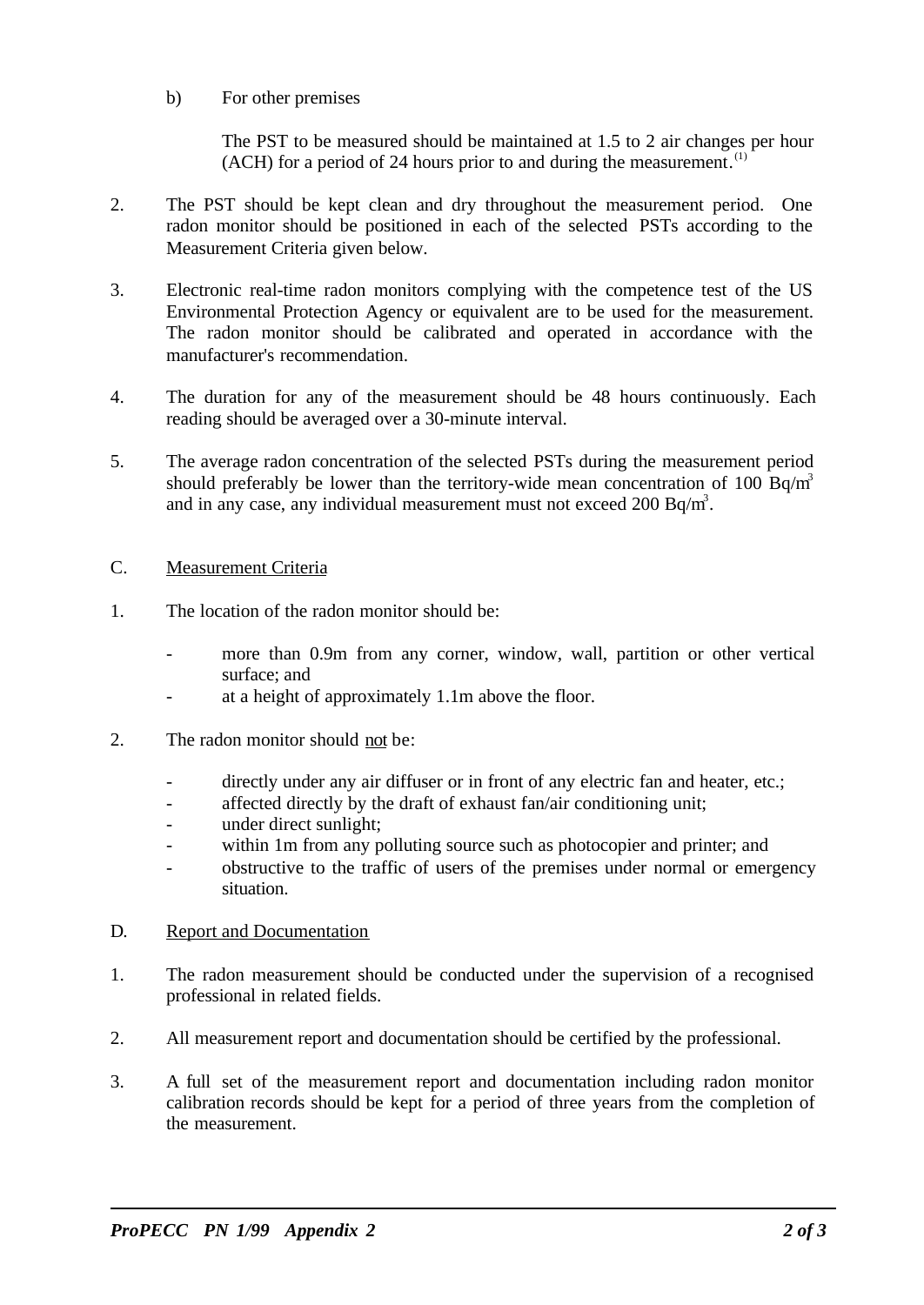b) For other premises

The PST to be measured should be maintained at 1.5 to 2 air changes per hour (ACH) for a period of 24 hours prior to and during the measurement.[1]

2. The PST should be kept clean and dry throughout the measurement period. One radon monitor should be positioned in each of the selected PSTs according to the Measurement Criteria given below.

3. Electronic real-time radon monitors complying with the competence test of the US Environmental Protection Agency or equivalent are to be used for the measurement. The radon monitor should be calibrated and operated in accordance with the manufacturer's recommendation.

4. The duration for any of the measurement should be 48 hours continuously. Each reading should be averaged over a 30-minute interval.

5. The average radon concentration of the selected PSTs during the measurement period should preferably be lower than the territory-wide mean concentration of 100 $Bq/m^3$ and in any case, any individual measurement must not exceed 200 $Bq/m^3$.

## C. Measurement Criteria

1. The location of the radon monitor should be:

   - more than 0.9m from any corner, window, wall, partition or other vertical surface; and
   - at a height of approximately 1.1m above the floor.

2. The radon monitor should not be:

   - directly under any air diffuser or in front of any electric fan and heater, etc.;
   - affected directly by the draft of exhaust fan/air conditioning unit;
   - under direct sunlight;
   - within 1m from any polluting source such as photocopier and printer; and
   - obstructive to the traffic of users of the premises under normal or emergency situation.

## D. Report and Documentation

1. The radon measurement should be conducted under the supervision of a recognised professional in related fields.

2. All measurement report and documentation should be certified by the professional.

3. A full set of the measurement report and documentation including radon monitor calibration records should be kept for a period of three years from the completion of the measurement.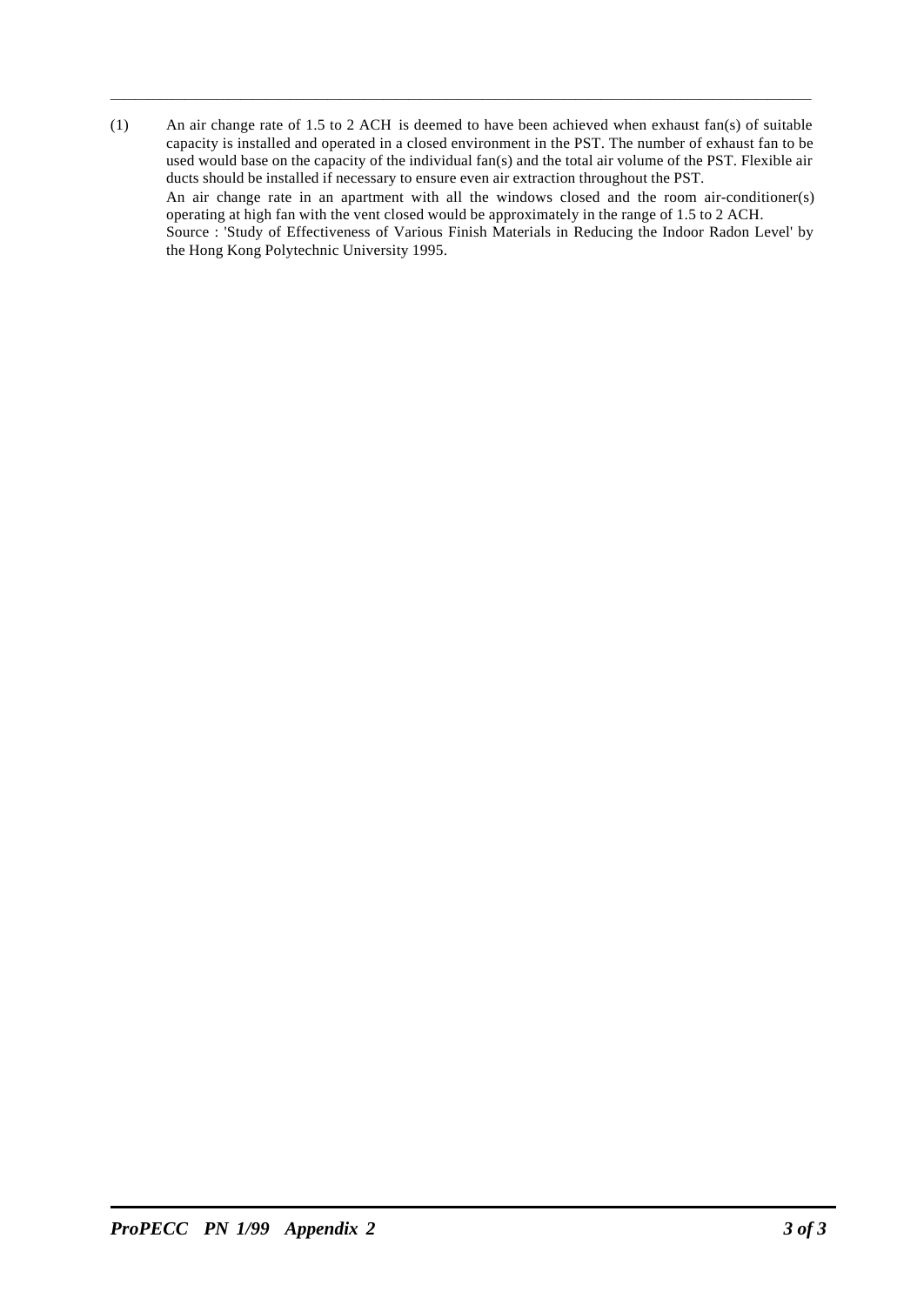(1) An air change rate of 1.5 to 2 ACH is deemed to have been achieved when exhaust fan(s) of suitable capacity is installed and operated in a closed environment in the PST. The number of exhaust fan to be used would base on the capacity of the individual fan(s) and the total air volume of the PST. Flexible air ducts should be installed if necessary to ensure even air extraction throughout the PST.

An air change rate in an apartment with all the windows closed and the room air-conditioner(s) operating at high fan with the vent closed would be approximately in the range of 1.5 to 2 ACH.

Source : 'Study of Effectiveness of Various Finish Materials in Reducing the Indoor Radon Level' by the Hong Kong Polytechnic University 1995.